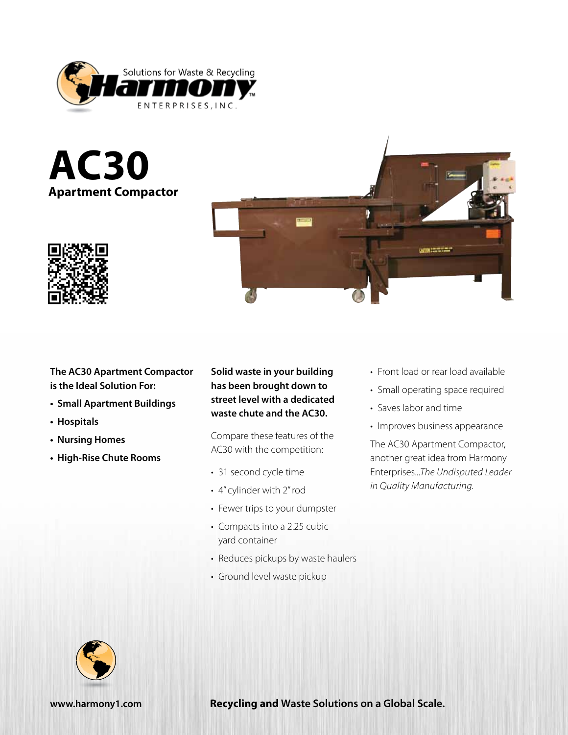Solutions for Waste & Recycling

Harmony

ENTERPRISES, INC.

# AC30

## Apartment Compactor

**The AC30 Apartment Compactor is the Ideal Solution For:**

- **Small Apartment Buildings**
- **Hospitals**
- **Nursing Homes**
- **High-Rise Chute Rooms**

**Solid waste in your building has been brought down to street level with a dedicated waste chute and the AC30.**

Compare these features of the AC30 with the competition:

- 31 second cycle time
- 4" cylinder with 2" rod
- Fewer trips to your dumpster
- Compacts into a 2.25 cubic yard container
- Reduces pickups by waste haulers
- Ground level waste pickup
- Front load or rear load available
- Small operating space required
- Saves labor and time
- Improves business appearance

The AC30 Apartment Compactor, another great idea from Harmony Enterprises...*The Undisputed Leader in Quality Manufacturing.*

www.harmony1.com

**Recycling and Waste Solutions on a Global Scale.**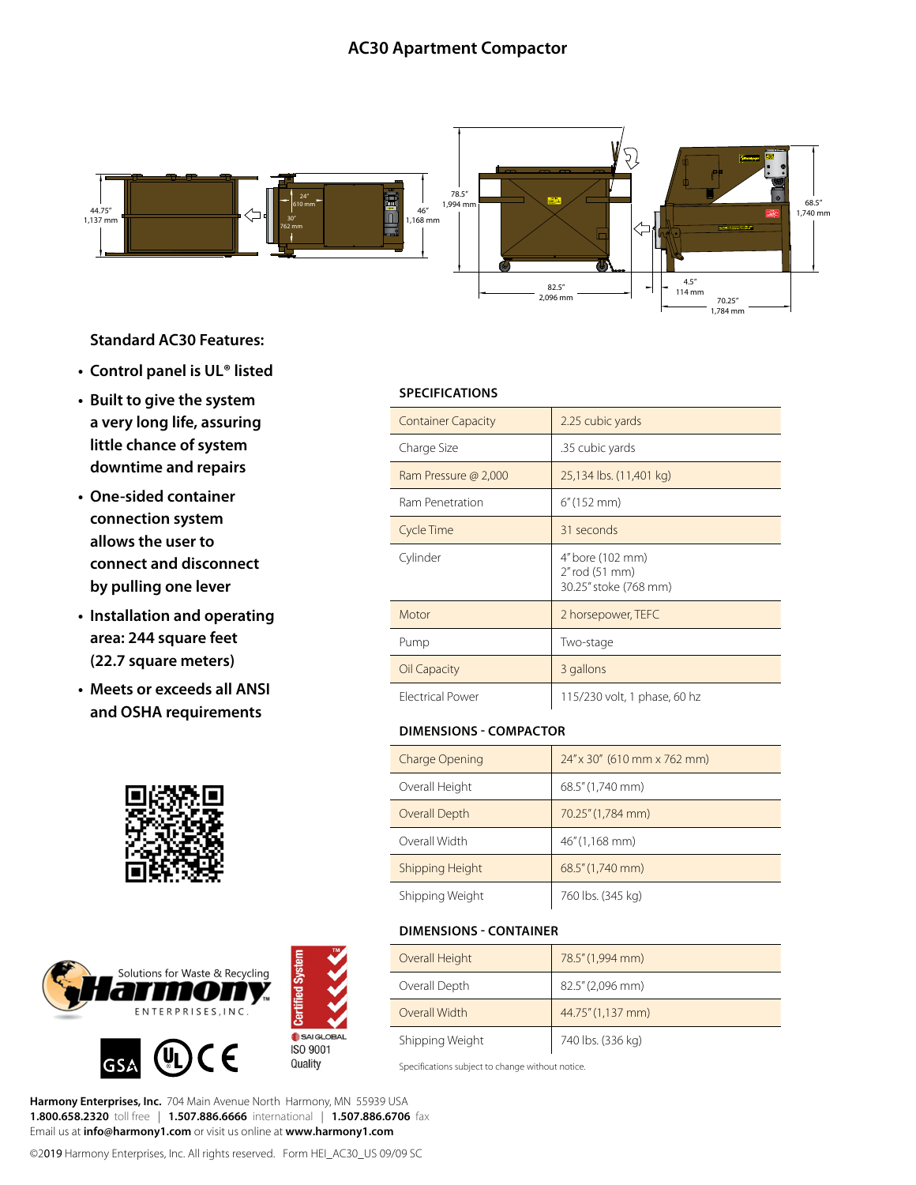# AC30 Apartment Compactor

44.75"
1,137 mm

24"
610 mm

30"
762 mm

46"
1,168 mm

78.5"
1,994 mm

82.5"
2,096 mm

4.5"
114 mm

70.25"
1,784 mm

68.5"
1,740 mm

**Standard AC30 Features:**

- **Control panel is UL® listed**
- **Built to give the system a very long life, assuring little chance of system downtime and repairs**
- **One-sided container connection system allows the user to connect and disconnect by pulling one lever**
- **Installation and operating area: 244 square feet (22.7 square meters)**
- **Meets or exceeds all ANSI and OSHA requirements**

## SPECIFICATIONS

| | |
|---|---|
| Container Capacity | 2.25 cubic yards |
| Charge Size | .35 cubic yards |
| Ram Pressure @ 2,000 | 25,134 lbs. (11,401 kg) |
| Ram Penetration | 6" (152 mm) |
| Cycle Time | 31 seconds |
| Cylinder | 4" bore (102 mm)<br>2" rod (51 mm)<br>30.25" stoke (768 mm) |
| Motor | 2 horsepower, TEFC |
| Pump | Two-stage |
| Oil Capacity | 3 gallons |
| Electrical Power | 115/230 volt, 1 phase, 60 hz |

## DIMENSIONS - COMPACTOR

| | |
|---|---|
| Charge Opening | 24" x 30" (610 mm x 762 mm) |
| Overall Height | 68.5" (1,740 mm) |
| Overall Depth | 70.25" (1,784 mm) |
| Overall Width | 46" (1,168 mm) |
| Shipping Height | 68.5" (1,740 mm) |
| Shipping Weight | 760 lbs. (345 kg) |

## DIMENSIONS - CONTAINER

| | |
|---|---|
| Overall Height | 78.5" (1,994 mm) |
| Overall Depth | 82.5" (2,096 mm) |
| Overall Width | 44.75" (1,137 mm) |
| Shipping Weight | 740 lbs. (336 kg) |

Specifications subject to change without notice.

Solutions for Waste & Recycling
Harmony ENTERPRISES, INC.

Certified System
SAI GLOBAL
ISO 9001
Quality

**Harmony Enterprises, Inc.** 704 Main Avenue North Harmony, MN 55939 USA
**1.800.658.2320** toll free | **1.507.886.6666** international | **1.507.886.6706** fax
Email us at **info@harmony1.com** or visit us online at **www.harmony1.com**

©2019 Harmony Enterprises, Inc. All rights reserved. Form HEI_AC30_US 09/09 SC